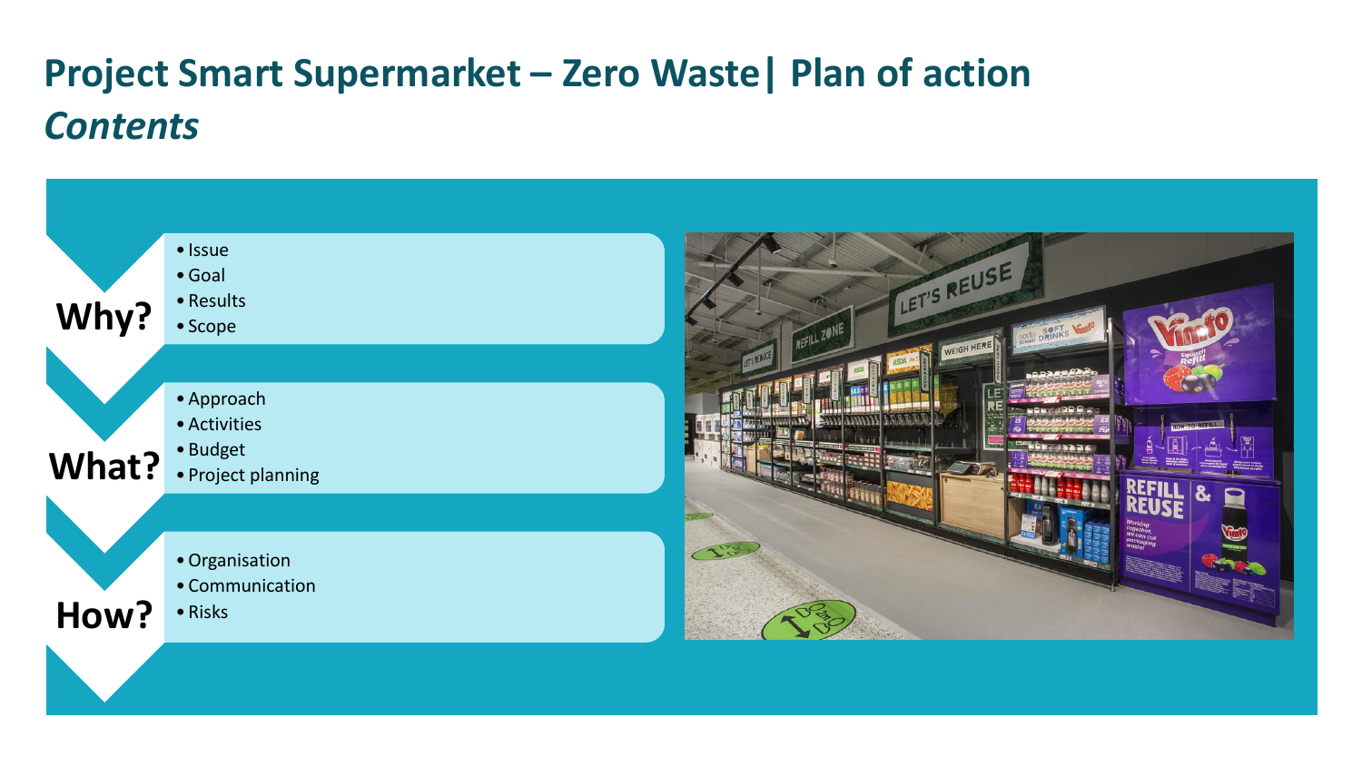# Project Smart Supermarket – Zero Waste| Plan of action

## *Contents*

**Why?**

- Issue
- Goal
- Results
- Scope

**What?**

- Approach
- Activities
- Budget
- Project planning

**How?**

- Organisation
- Communication
- Risks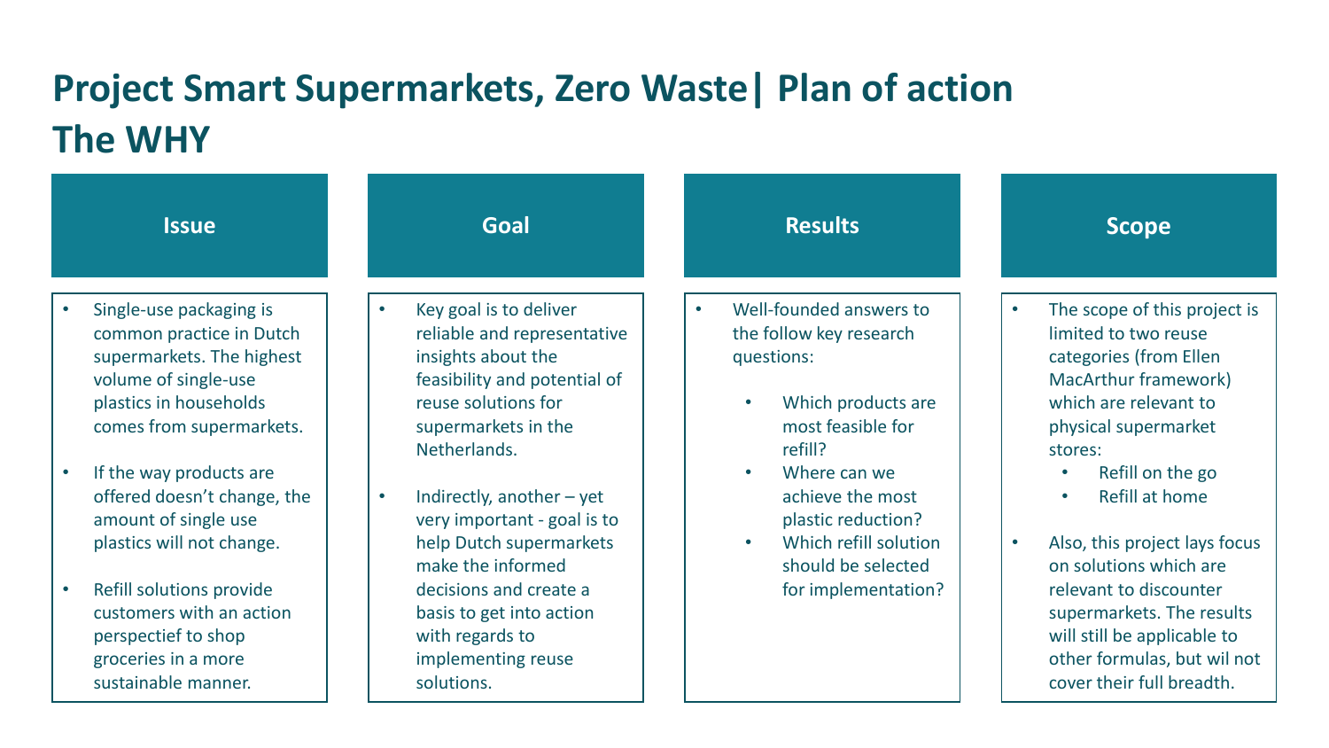# Project Smart Supermarkets, Zero Waste| Plan of action
# The WHY

## Issue

- Single-use packaging is common practice in Dutch supermarkets. The highest volume of single-use plastics in households comes from supermarkets.
- If the way products are offered doesn't change, the amount of single use plastics will not change.
- Refill solutions provide customers with an action perspectief to shop groceries in a more sustainable manner.

## Goal

- Key goal is to deliver reliable and representative insights about the feasibility and potential of reuse solutions for supermarkets in the Netherlands.
- Indirectly, another – yet very important - goal is to help Dutch supermarkets make the informed decisions and create a basis to get into action with regards to implementing reuse solutions.

## Results

- Well-founded answers to the follow key research questions:
  - Which products are most feasible for refill?
  - Where can we achieve the most plastic reduction?
  - Which refill solution should be selected for implementation?

## Scope

- The scope of this project is limited to two reuse categories (from Ellen MacArthur framework) which are relevant to physical supermarket stores:
  - Refill on the go
  - Refill at home
- Also, this project lays focus on solutions which are relevant to discounter supermarkets. The results will still be applicable to other formulas, but wil not cover their full breadth.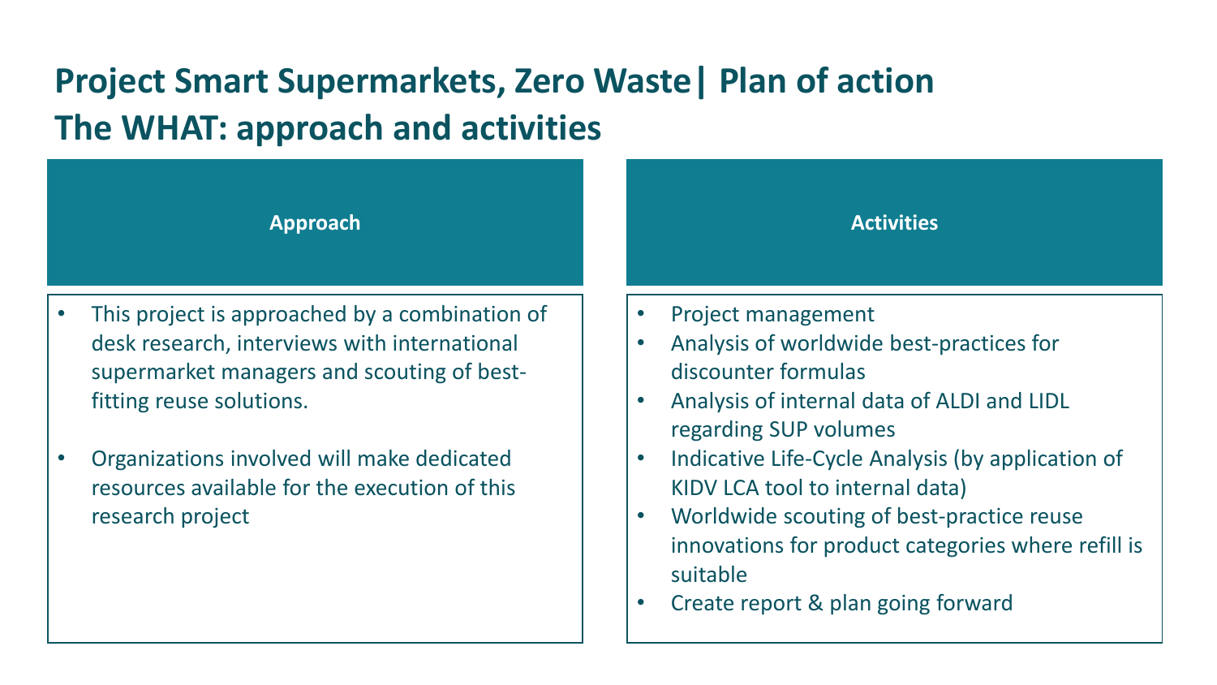# Project Smart Supermarkets, Zero Waste| Plan of action

## The WHAT: approach and activities

### Approach

- This project is approached by a combination of desk research, interviews with international supermarket managers and scouting of best-fitting reuse solutions.
- Organizations involved will make dedicated resources available for the execution of this research project

### Activities

- Project management
- Analysis of worldwide best-practices for discounter formulas
- Analysis of internal data of ALDI and LIDL regarding SUP volumes
- Indicative Life-Cycle Analysis (by application of KIDV LCA tool to internal data)
- Worldwide scouting of best-practice reuse innovations for product categories where refill is suitable
- Create report & plan going forward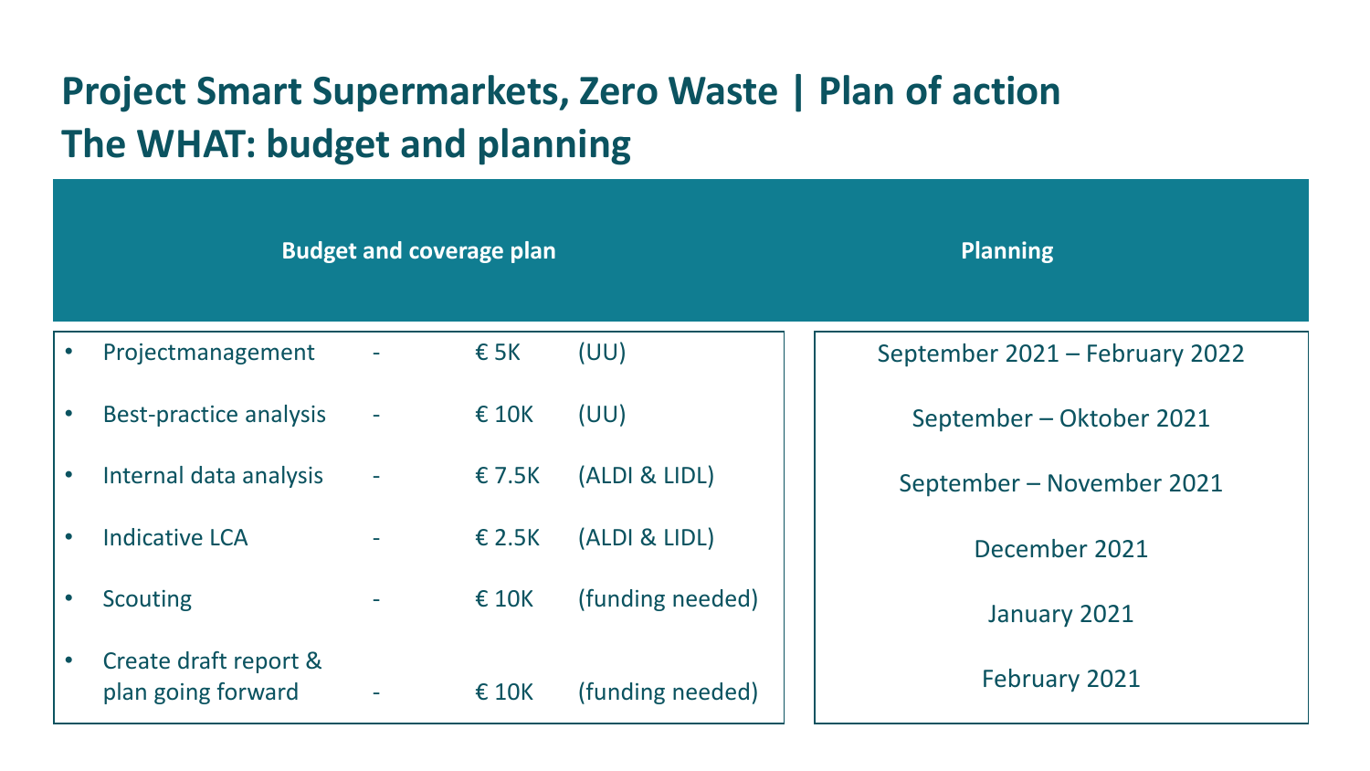# Project Smart Supermarkets, Zero Waste | Plan of action
## The WHAT: budget and planning

| Budget and coverage plan | | | | Planning |
|---|---|---|---|---|
| • Projectmanagement | - | € 5K | (UU) | September 2021 – February 2022 |
| • Best-practice analysis | - | € 10K | (UU) | September – Oktober 2021 |
| • Internal data analysis | - | € 7.5K | (ALDI & LIDL) | September – November 2021 |
| • Indicative LCA | - | € 2.5K | (ALDI & LIDL) | December 2021 |
| • Scouting | - | € 10K | (funding needed) | January 2021 |
| • Create draft report & plan going forward | - | € 10K | (funding needed) | February 2021 |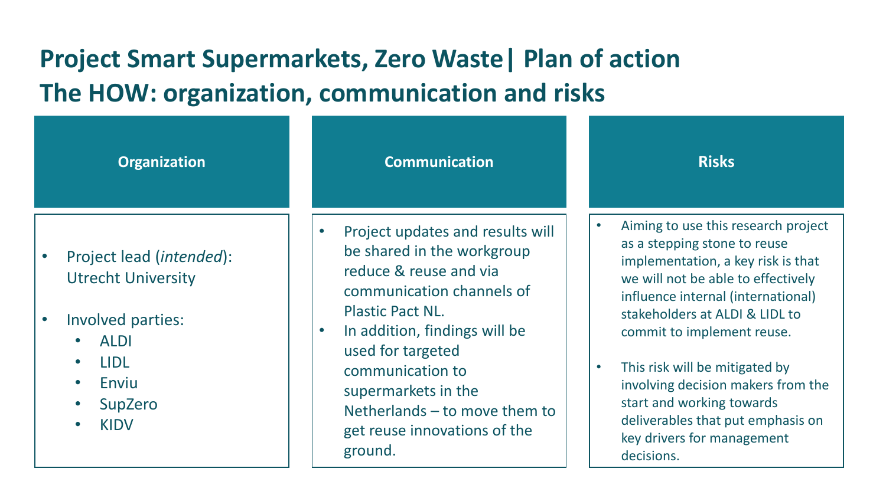# Project Smart Supermarkets, Zero Waste| Plan of action
# The HOW: organization, communication and risks

## Organization

- Project lead (*intended*): Utrecht University
- Involved parties:
  - ALDI
  - LIDL
  - Enviu
  - SupZero
  - KIDV

## Communication

- Project updates and results will be shared in the workgroup reduce & reuse and via communication channels of Plastic Pact NL.
- In addition, findings will be used for targeted communication to supermarkets in the Netherlands – to move them to get reuse innovations of the ground.

## Risks

- Aiming to use this research project as a stepping stone to reuse implementation, a key risk is that we will not be able to effectively influence internal (international) stakeholders at ALDI & LIDL to commit to implement reuse.
- This risk will be mitigated by involving decision makers from the start and working towards deliverables that put emphasis on key drivers for management decisions.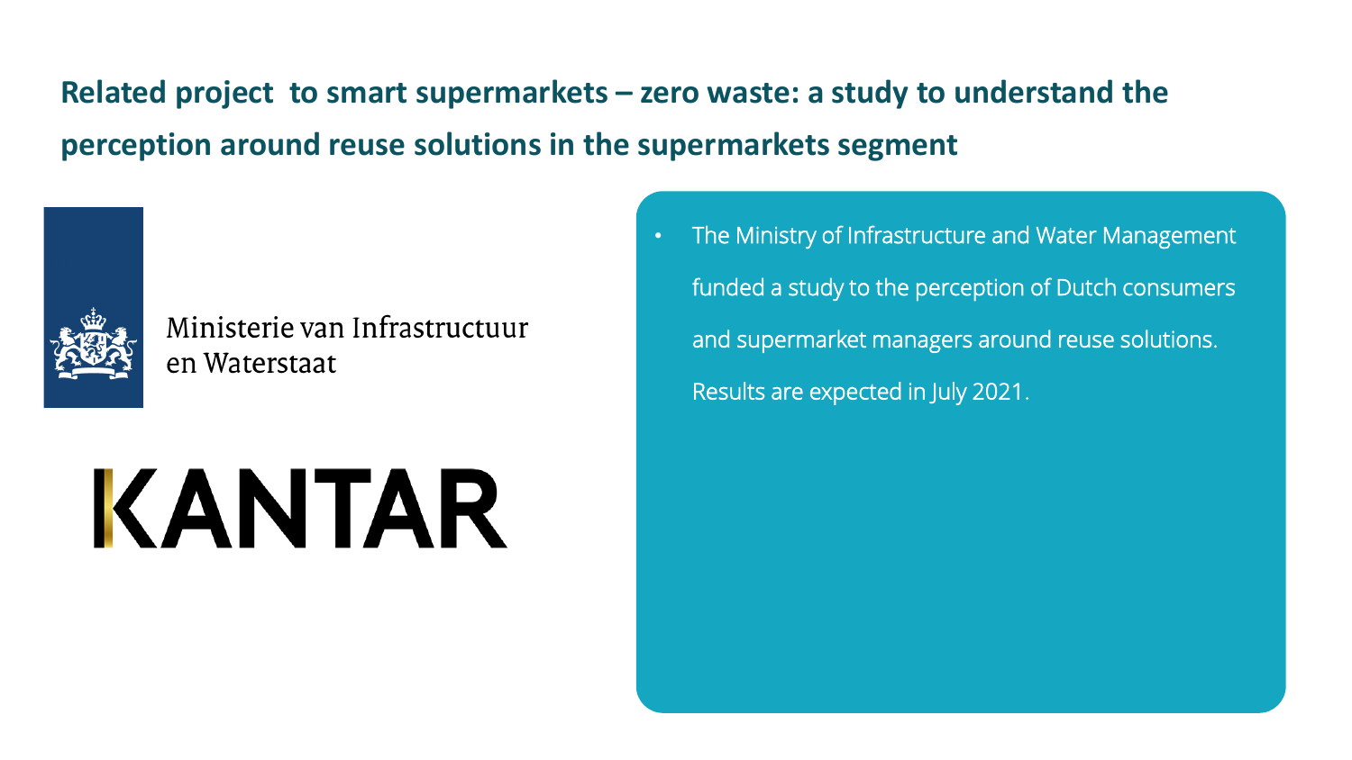## Related project  to smart supermarkets – zero waste: a study to understand the perception around reuse solutions in the supermarkets segment

Ministerie van Infrastructuur en Waterstaat

KANTAR

- The Ministry of Infrastructure and Water Management funded a study to the perception of Dutch consumers and supermarket managers around reuse solutions. Results are expected in July 2021.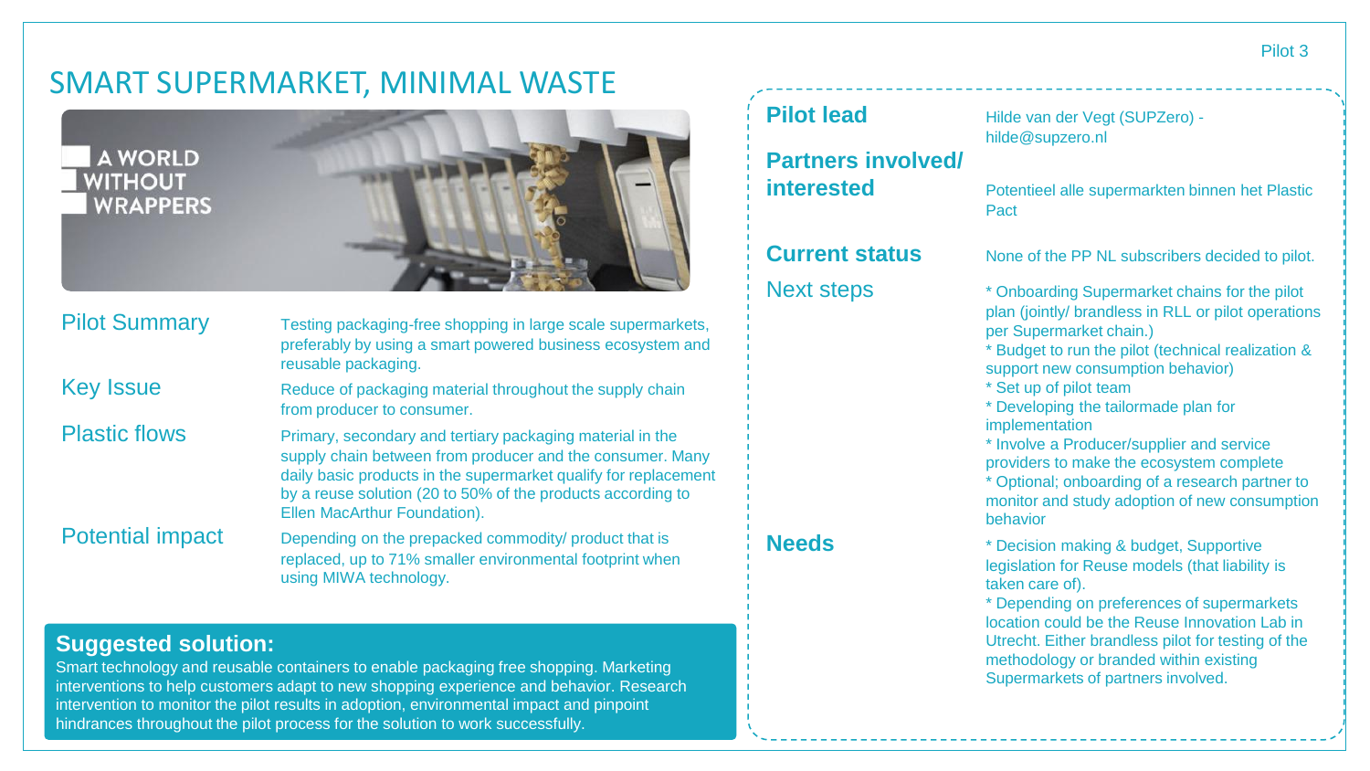Pilot 3

# SMART SUPERMARKET, MINIMAL WASTE

A WORLD WITHOUT WRAPPERS

**Pilot Summary**
Testing packaging-free shopping in large scale supermarkets, preferably by using a smart powered business ecosystem and reusable packaging.

**Key Issue**
Reduce of packaging material throughout the supply chain from producer to consumer.

**Plastic flows**
Primary, secondary and tertiary packaging material in the supply chain between from producer and the consumer. Many daily basic products in the supermarket qualify for replacement by a reuse solution (20 to 50% of the products according to Ellen MacArthur Foundation).

**Potential impact**
Depending on the prepacked commodity/ product that is replaced, up to 71% smaller environmental footprint when using MIWA technology.

## Suggested solution:

Smart technology and reusable containers to enable packaging free shopping. Marketing interventions to help customers adapt to new shopping experience and behavior. Research intervention to monitor the pilot results in adoption, environmental impact and pinpoint hindrances throughout the pilot process for the solution to work successfully.

**Pilot lead**
Hilde van der Vegt (SUPZero) - hilde@supzero.nl

**Partners involved/ interested**
Potentieel alle supermarkten binnen het Plastic Pact

**Current status**
None of the PP NL subscribers decided to pilot.

**Next steps**
* Onboarding Supermarket chains for the pilot plan (jointly/ brandless in RLL or pilot operations per Supermarket chain.)
* Budget to run the pilot (technical realization & support new consumption behavior)
* Set up of pilot team
* Developing the tailormade plan for implementation
* Involve a Producer/supplier and service providers to make the ecosystem complete
* Optional; onboarding of a research partner to monitor and study adoption of new consumption behavior

**Needs**
* Decision making & budget, Supportive legislation for Reuse models (that liability is taken care of).
* Depending on preferences of supermarkets location could be the Reuse Innovation Lab in Utrecht. Either brandless pilot for testing of the methodology or branded within existing Supermarkets of partners involved.